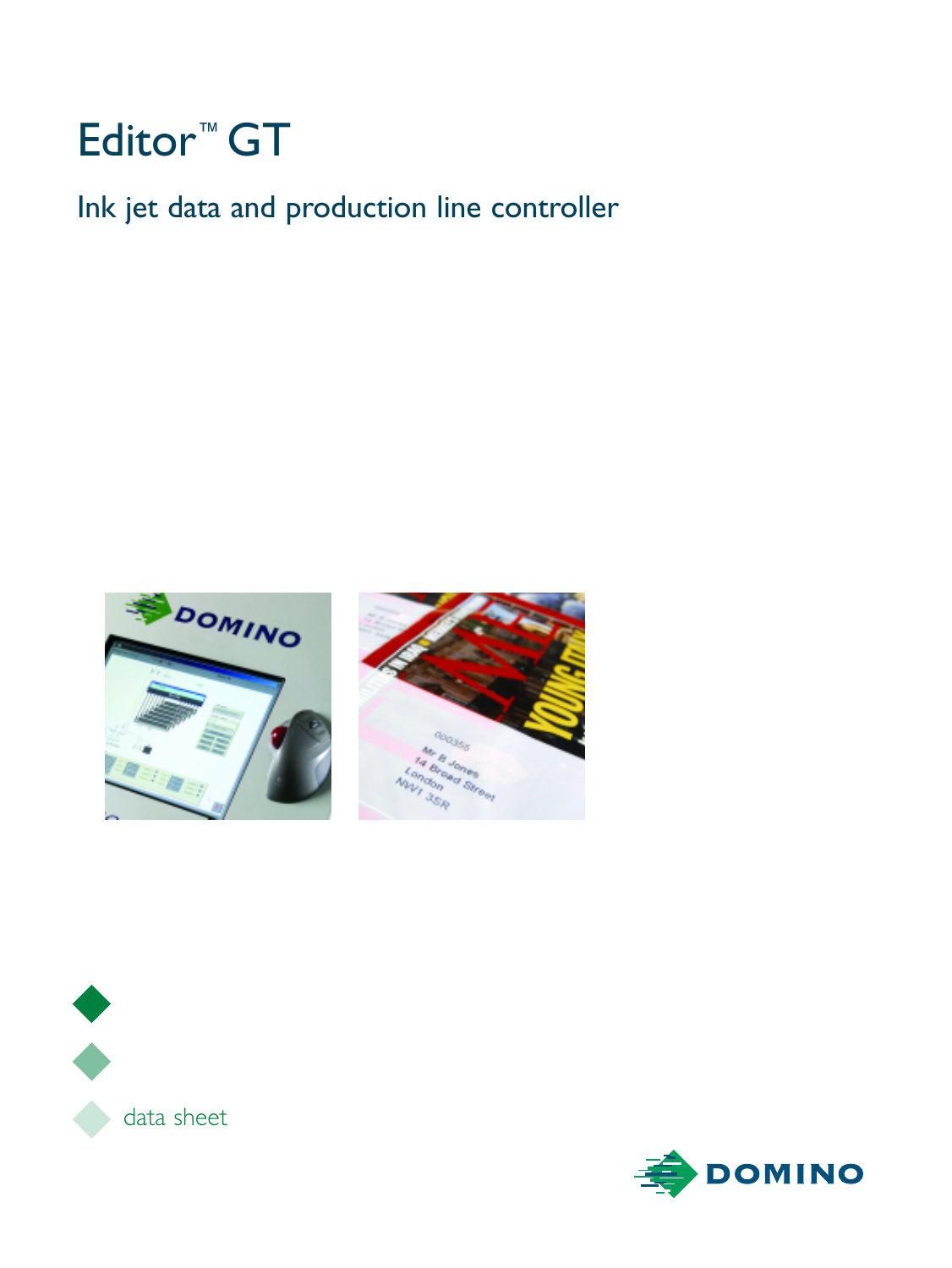# Editor™ GT

## Ink jet data and production line controller

data sheet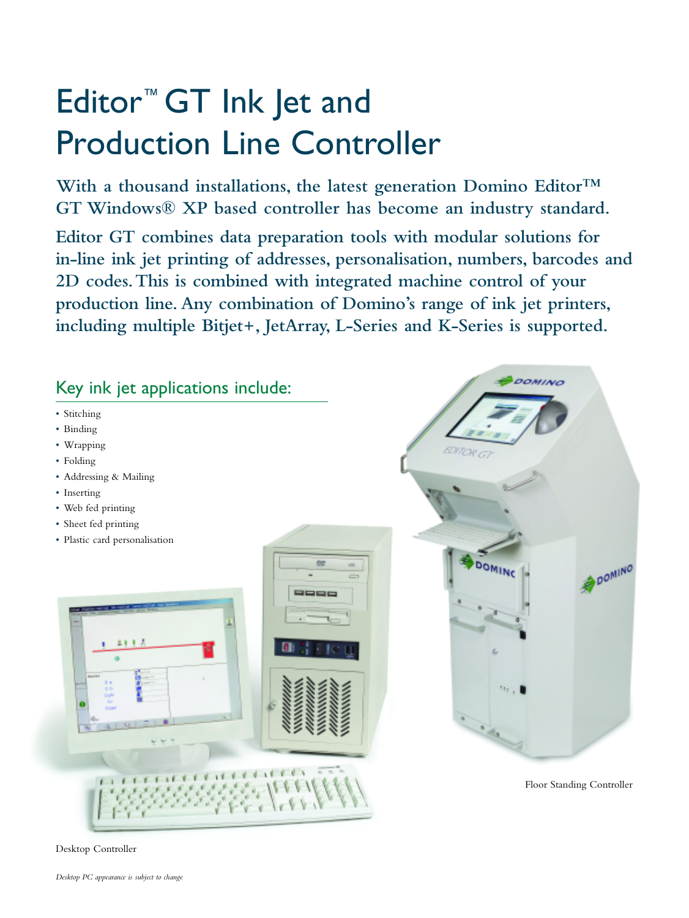# Editor™ GT Ink Jet and Production Line Controller

**With a thousand installations, the latest generation Domino Editor™ GT Windows® XP based controller has become an industry standard.**

**Editor GT combines data preparation tools with modular solutions for in-line ink jet printing of addresses, personalisation, numbers, barcodes and 2D codes. This is combined with integrated machine control of your production line. Any combination of Domino's range of ink jet printers, including multiple Bitjet+, JetArray, L-Series and K-Series is supported.**

## Key ink jet applications include:

- Stitching
- Binding
- Wrapping
- Folding
- Addressing & Mailing
- Inserting
- Web fed printing
- Sheet fed printing
- Plastic card personalisation

Floor Standing Controller

Desktop Controller

*Desktop PC appearance is subject to change*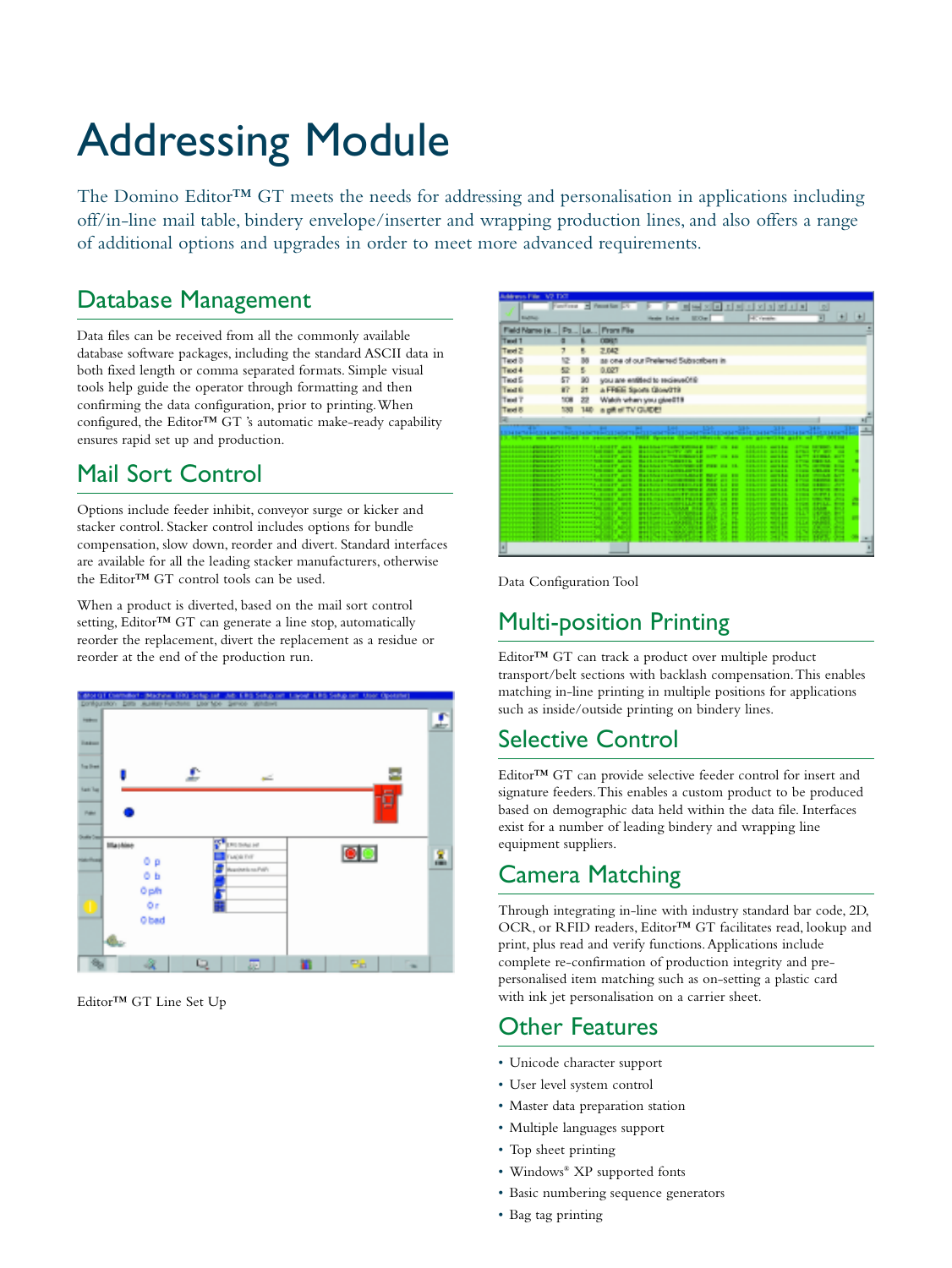# Addressing Module

The Domino Editor™ GT meets the needs for addressing and personalisation in applications including off/in-line mail table, bindery envelope/inserter and wrapping production lines, and also offers a range of additional options and upgrades in order to meet more advanced requirements.

## Database Management

Data files can be received from all the commonly available database software packages, including the standard ASCII data in both fixed length or comma separated formats. Simple visual tools help guide the operator through formatting and then confirming the data configuration, prior to printing. When configured, the Editor™ GT 's automatic make-ready capability ensures rapid set up and production.

## Mail Sort Control

Options include feeder inhibit, conveyor surge or kicker and stacker control. Stacker control includes options for bundle compensation, slow down, reorder and divert. Standard interfaces are available for all the leading stacker manufacturers, otherwise the Editor™ GT control tools can be used.

When a product is diverted, based on the mail sort control setting, Editor™ GT can generate a line stop, automatically reorder the replacement, divert the replacement as a residue or reorder at the end of the production run.

Editor™ GT Line Set Up

Data Configuration Tool

## Multi-position Printing

Editor™ GT can track a product over multiple product transport/belt sections with backlash compensation. This enables matching in-line printing in multiple positions for applications such as inside/outside printing on bindery lines.

## Selective Control

Editor™ GT can provide selective feeder control for insert and signature feeders. This enables a custom product to be produced based on demographic data held within the data file. Interfaces exist for a number of leading bindery and wrapping line equipment suppliers.

## Camera Matching

Through integrating in-line with industry standard bar code, 2D, OCR, or RFID readers, Editor™ GT facilitates read, lookup and print, plus read and verify functions. Applications include complete re-confirmation of production integrity and pre-personalised item matching such as on-setting a plastic card with ink jet personalisation on a carrier sheet.

## Other Features

- Unicode character support
- User level system control
- Master data preparation station
- Multiple languages support
- Top sheet printing
- Windows® XP supported fonts
- Basic numbering sequence generators
- Bag tag printing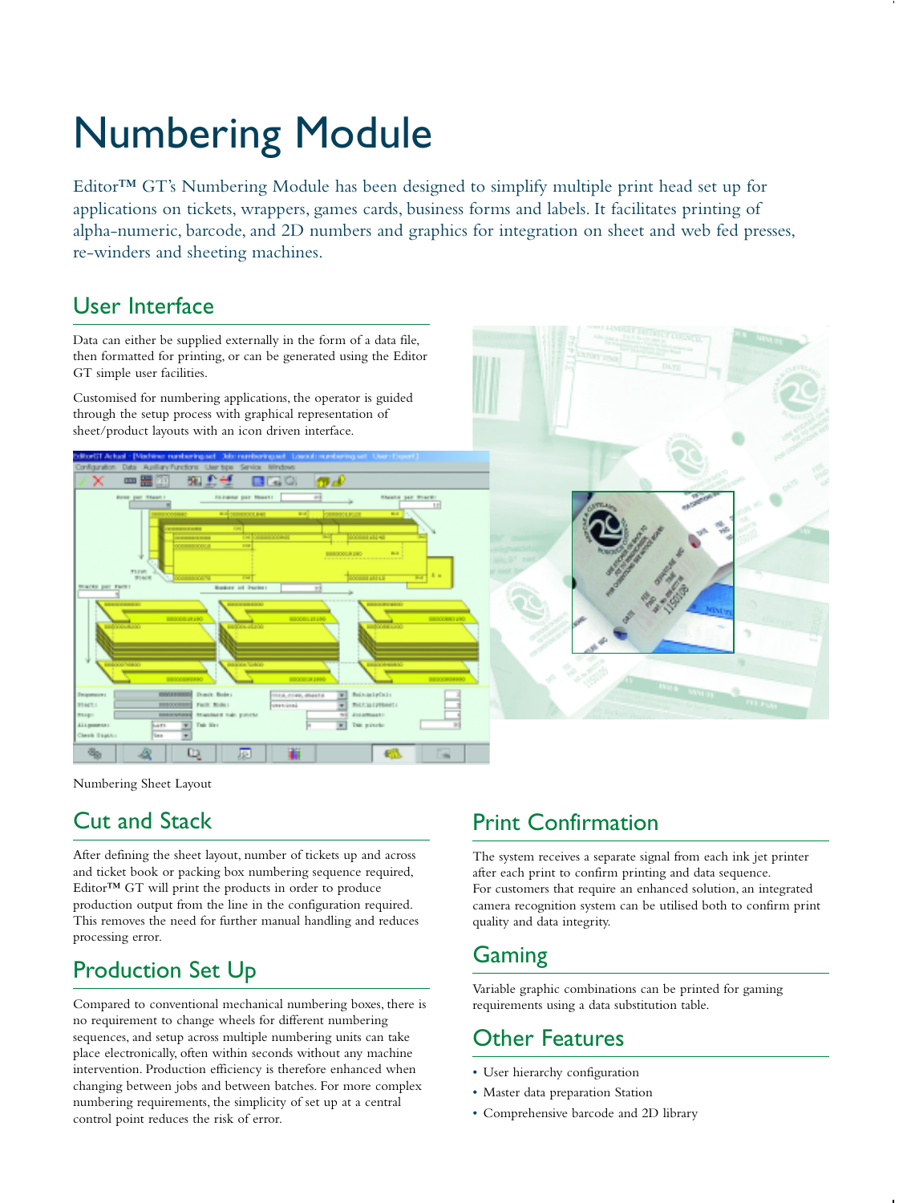# Numbering Module

Editor™ GT's Numbering Module has been designed to simplify multiple print head set up for applications on tickets, wrappers, games cards, business forms and labels. It facilitates printing of alpha-numeric, barcode, and 2D numbers and graphics for integration on sheet and web fed presses, re-winders and sheeting machines.

## User Interface

Data can either be supplied externally in the form of a data file, then formatted for printing, or can be generated using the Editor GT simple user facilities.

Customised for numbering applications, the operator is guided through the setup process with graphical representation of sheet/product layouts with an icon driven interface.

Numbering Sheet Layout

## Cut and Stack

After defining the sheet layout, number of tickets up and across and ticket book or packing box numbering sequence required, Editor™ GT will print the products in order to produce production output from the line in the configuration required. This removes the need for further manual handling and reduces processing error.

## Production Set Up

Compared to conventional mechanical numbering boxes, there is no requirement to change wheels for different numbering sequences, and setup across multiple numbering units can take place electronically, often within seconds without any machine intervention. Production efficiency is therefore enhanced when changing between jobs and between batches. For more complex numbering requirements, the simplicity of set up at a central control point reduces the risk of error.

## Print Confirmation

The system receives a separate signal from each ink jet printer after each print to confirm printing and data sequence. For customers that require an enhanced solution, an integrated camera recognition system can be utilised both to confirm print quality and data integrity.

## Gaming

Variable graphic combinations can be printed for gaming requirements using a data substitution table.

## Other Features

- User hierarchy configuration
- Master data preparation Station
- Comprehensive barcode and 2D library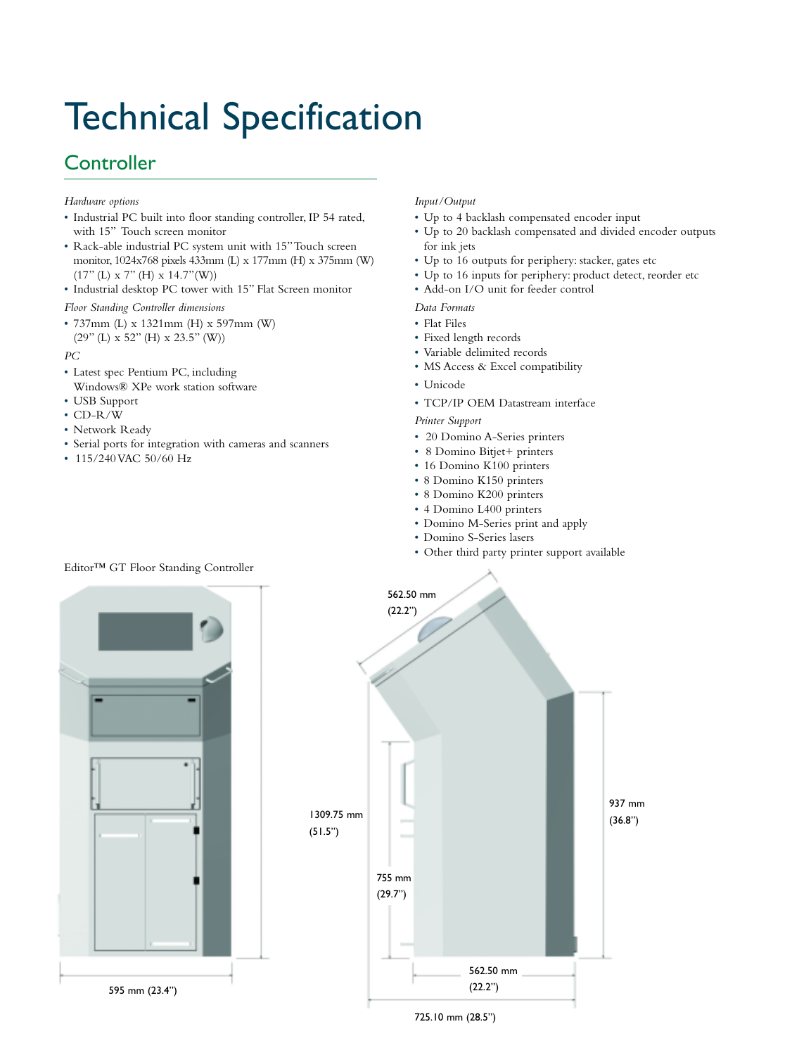# Technical Specification

## Controller

*Hardware options*

- Industrial PC built into floor standing controller, IP 54 rated, with 15" Touch screen monitor
- Rack-able industrial PC system unit with 15" Touch screen monitor, 1024x768 pixels 433mm (L) x 177mm (H) x 375mm (W) (17" (L) x 7" (H) x 14.7"(W))
- Industrial desktop PC tower with 15" Flat Screen monitor

*Floor Standing Controller dimensions*

- 737mm (L) x 1321mm (H) x 597mm (W) (29" (L) x 52" (H) x 23.5" (W))

*PC*

- Latest spec Pentium PC, including Windows® XPe work station software
- USB Support
- CD-R/W
- Network Ready
- Serial ports for integration with cameras and scanners
- 115/240 VAC 50/60 Hz

*Input/Output*

- Up to 4 backlash compensated encoder input
- Up to 20 backlash compensated and divided encoder outputs for ink jets
- Up to 16 outputs for periphery: stacker, gates etc
- Up to 16 inputs for periphery: product detect, reorder etc
- Add-on I/O unit for feeder control

*Data Formats*

- Flat Files
- Fixed length records
- Variable delimited records
- MS Access & Excel compatibility
- Unicode
- TCP/IP OEM Datastream interface

*Printer Support*

- 20 Domino A-Series printers
- 8 Domino Bitjet+ printers
- 16 Domino K100 printers
- 8 Domino K150 printers
- 8 Domino K200 printers
- 4 Domino L400 printers
- Domino M-Series print and apply
- Domino S-Series lasers
- Other third party printer support available

Editor™ GT Floor Standing Controller

595 mm (23.4")

562.50 mm (22.2")

1309.75 mm (51.5")

755 mm (29.7")

937 mm (36.8")

562.50 mm (22.2")

725.10 mm (28.5")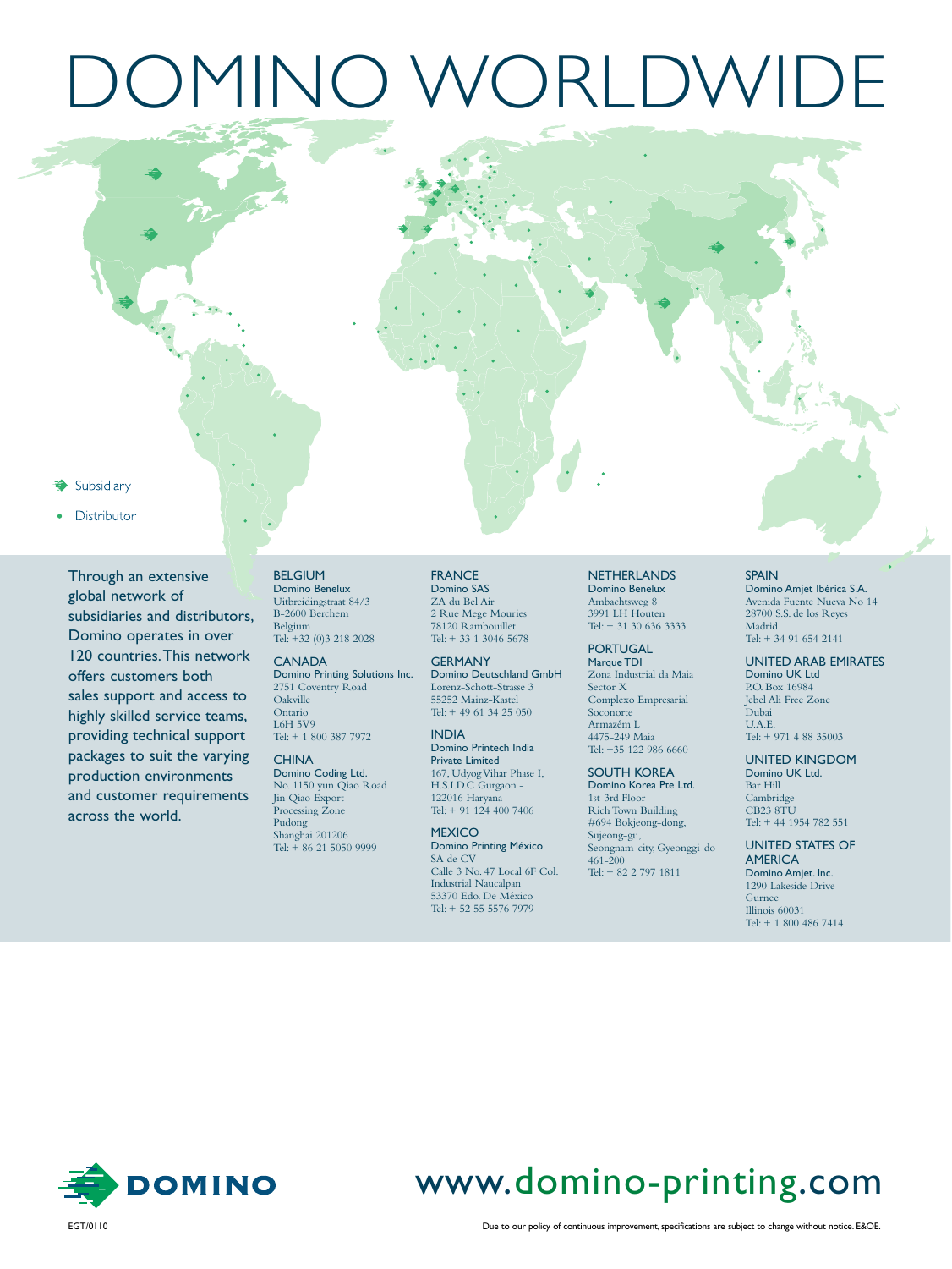# DOMINO WORLDWIDE

Subsidiary

Distributor

Through an extensive global network of subsidiaries and distributors, Domino operates in over 120 countries. This network offers customers both sales support and access to highly skilled service teams, providing technical support packages to suit the varying production environments and customer requirements across the world.

**BELGIUM**
Domino Benelux
Uitbreidingstraat 84/3
B-2600 Berchem
Belgium
Tel: +32 (0)3 218 2028

**CANADA**
Domino Printing Solutions Inc.
2751 Coventry Road
Oakville
Ontario
L6H 5V9
Tel: + 1 800 387 7972

**CHINA**
Domino Coding Ltd.
No. 1150 yun Qiao Road
Jin Qiao Export
Processing Zone
Pudong
Shanghai 201206
Tel: + 86 21 5050 9999

**FRANCE**
Domino SAS
ZA du Bel Air
2 Rue Mege Mouries
78120 Rambouillet
Tel: + 33 1 3046 5678

**GERMANY**
Domino Deutschland GmbH
Lorenz-Schott-Strasse 3
55252 Mainz-Kastel
Tel: + 49 61 34 25 050

**INDIA**
Domino Printech India
Private Limited
167, Udyog Vihar Phase I,
H.S.I.D.C Gurgaon -
122016 Haryana
Tel: + 91 124 400 7406

**MEXICO**
Domino Printing México
SA de CV
Calle 3 No. 47 Local 6F Col.
Industrial Naucalpan
53370 Edo. De México
Tel: + 52 55 5576 7979

**NETHERLANDS**
Domino Benelux
Ambachtsweg 8
3991 LH Houten
Tel: + 31 30 636 3333

**PORTUGAL**
Marque TDI
Zona Industrial da Maia
Sector X
Complexo Empresarial
Soconorte
Armazém L
4475-249 Maia
Tel: +35 122 986 6660

**SOUTH KOREA**
Domino Korea Pte Ltd.
1st-3rd Floor
Rich Town Building
#694 Bokjeong-dong,
Sujeong-gu,
Seongnam-city, Gyeonggi-do
461-200
Tel: + 82 2 797 1811

**SPAIN**
Domino Amjet Ibérica S.A.
Avenida Fuente Nueva No 14
28700 S.S. de los Reyes
Madrid
Tel: + 34 91 654 2141

**UNITED ARAB EMIRATES**
Domino UK Ltd
P.O. Box 16984
Jebel Ali Free Zone
Dubai
U.A.E.
Tel: + 971 4 88 35003

**UNITED KINGDOM**
Domino UK Ltd.
Bar Hill
Cambridge
CB23 8TU
Tel: + 44 1954 782 551

**UNITED STATES OF AMERICA**
Domino Amjet. Inc.
1290 Lakeside Drive
Gurnee
Illinois 60031
Tel: + 1 800 486 7414

DOMINO

www.domino-printing.com

EGT/0110

Due to our policy of continuous improvement, specifications are subject to change without notice. E&OE.